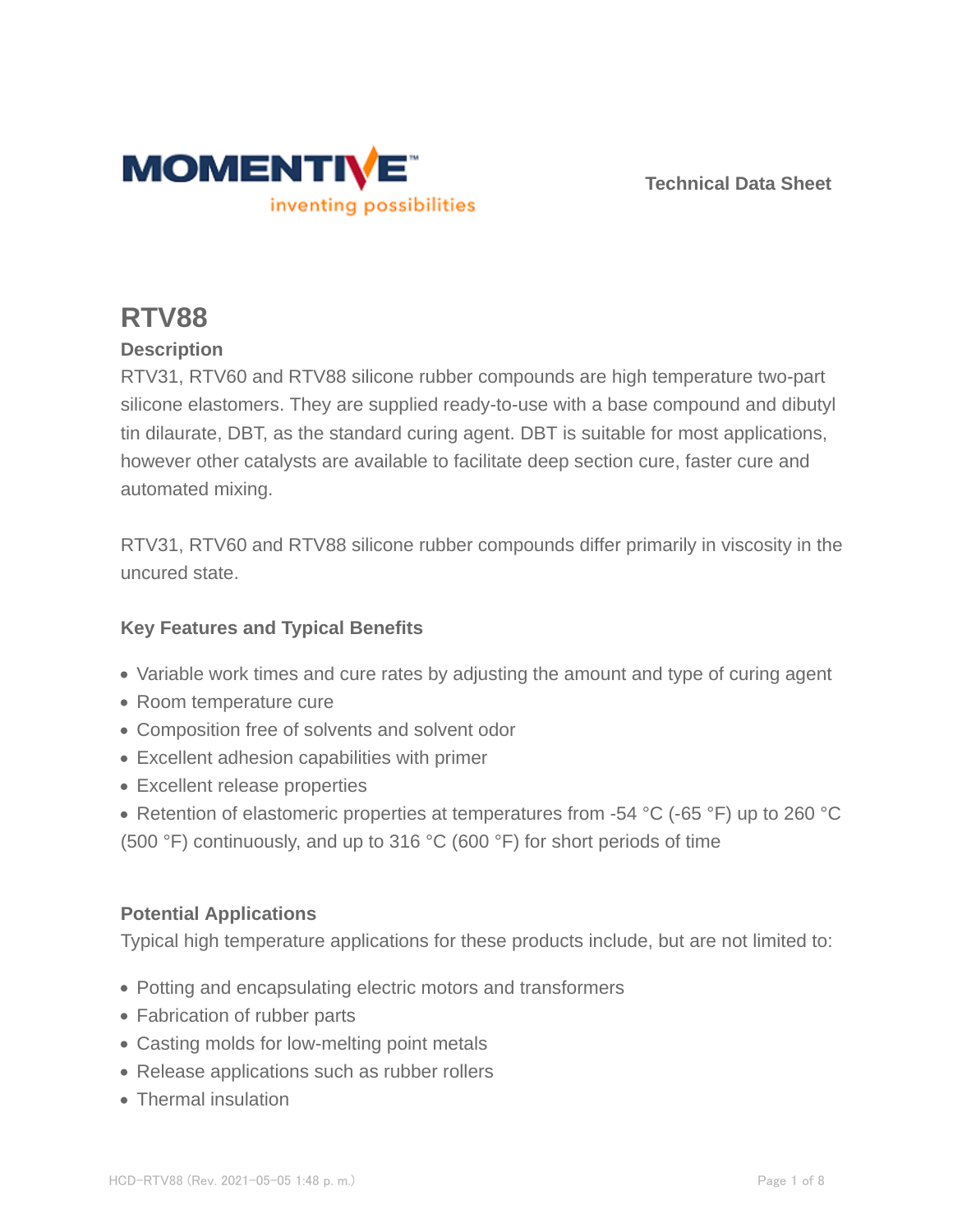MOMENTIVE

inventing possibilities

Technical Data Sheet

# RTV88

## Description

RTV31, RTV60 and RTV88 silicone rubber compounds are high temperature two-part silicone elastomers. They are supplied ready-to-use with a base compound and dibutyl tin dilaurate, DBT, as the standard curing agent. DBT is suitable for most applications, however other catalysts are available to facilitate deep section cure, faster cure and automated mixing.

RTV31, RTV60 and RTV88 silicone rubber compounds differ primarily in viscosity in the uncured state.

### Key Features and Typical Benefits

- Variable work times and cure rates by adjusting the amount and type of curing agent
- Room temperature cure
- Composition free of solvents and solvent odor
- Excellent adhesion capabilities with primer
- Excellent release properties
- Retention of elastomeric properties at temperatures from -54 °C (-65 °F) up to 260 °C (500 °F) continuously, and up to 316 °C (600 °F) for short periods of time

### Potential Applications

Typical high temperature applications for these products include, but are not limited to:

- Potting and encapsulating electric motors and transformers
- Fabrication of rubber parts
- Casting molds for low-melting point metals
- Release applications such as rubber rollers
- Thermal insulation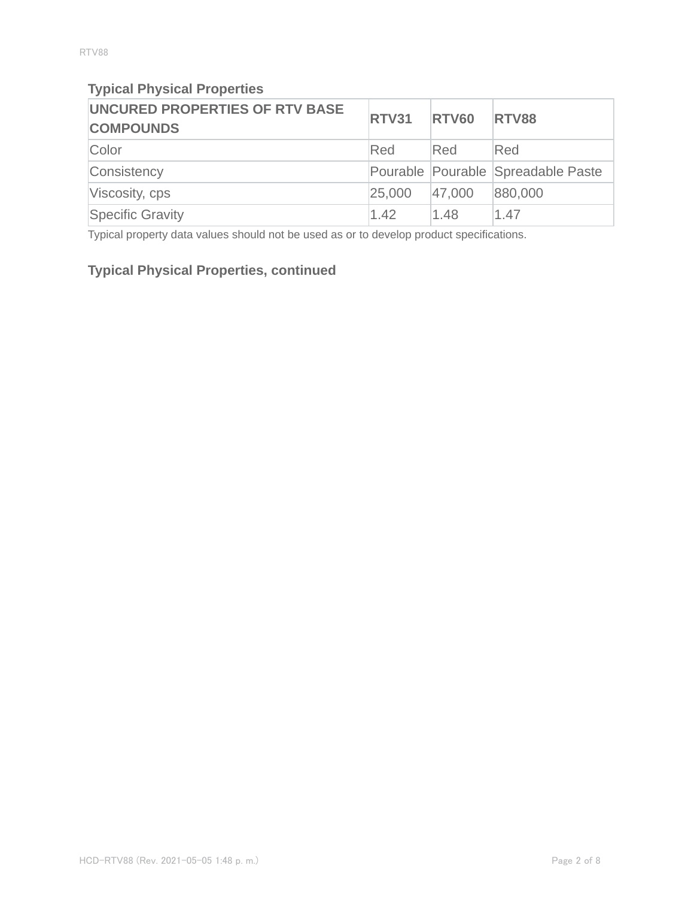## Typical Physical Properties

| UNCURED PROPERTIES OF RTV BASE COMPOUNDS | RTV31 | RTV60 | RTV88 |
|---|---|---|---|
| Color | Red | Red | Red |
| Consistency | Pourable | Pourable | Spreadable Paste |
| Viscosity, cps | 25,000 | 47,000 | 880,000 |
| Specific Gravity | 1.42 | 1.48 | 1.47 |

Typical property data values should not be used as or to develop product specifications.

## Typical Physical Properties, continued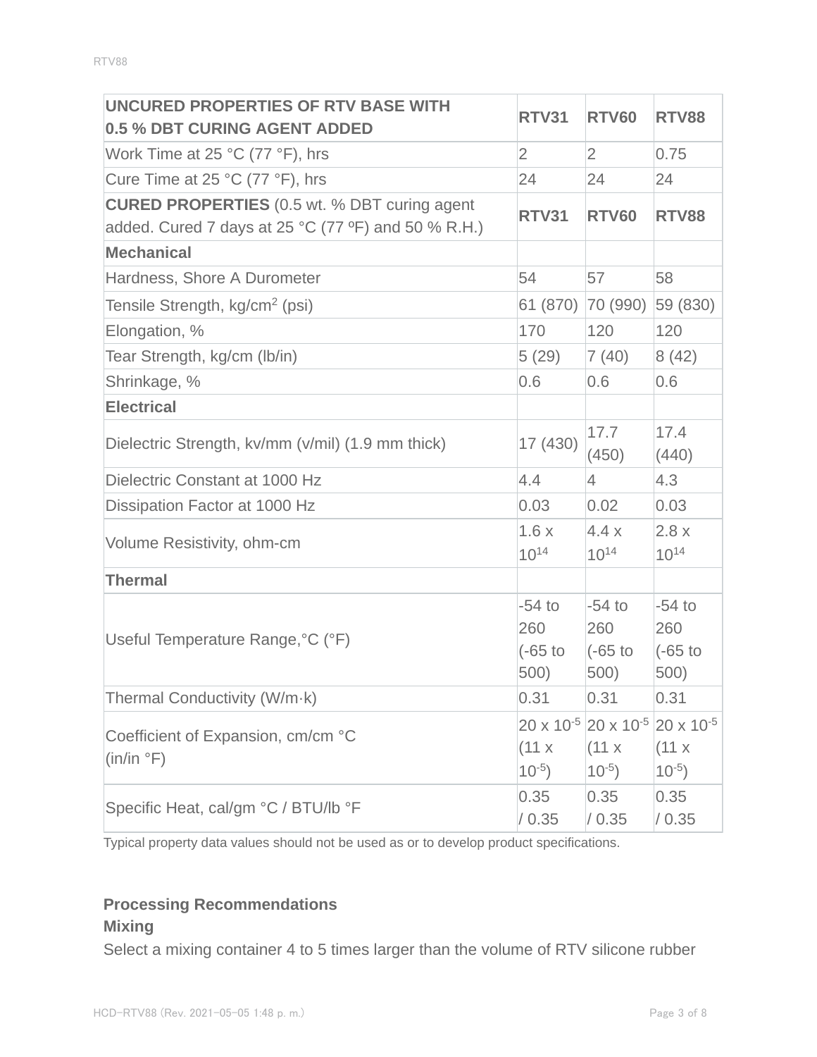| UNCURED PROPERTIES OF RTV BASE WITH 0.5 % DBT CURING AGENT ADDED | RTV31 | RTV60 | RTV88 |
| --- | --- | --- | --- |
| Work Time at 25 °C (77 °F), hrs | 2 | 2 | 0.75 |
| Cure Time at 25 °C (77 °F), hrs | 24 | 24 | 24 |
| **CURED PROPERTIES** (0.5 wt. % DBT curing agent added. Cured 7 days at 25 °C (77 ºF) and 50 % R.H.) | **RTV31** | **RTV60** | **RTV88** |
| **Mechanical** | | | |
| Hardness, Shore A Durometer | 54 | 57 | 58 |
| Tensile Strength, kg/cm$^2$ (psi) | 61 (870) | 70 (990) | 59 (830) |
| Elongation, % | 170 | 120 | 120 |
| Tear Strength, kg/cm (lb/in) | 5 (29) | 7 (40) | 8 (42) |
| Shrinkage, % | 0.6 | 0.6 | 0.6 |
| **Electrical** | | | |
| Dielectric Strength, kv/mm (v/mil) (1.9 mm thick) | 17 (430) | 17.7 (450) | 17.4 (440) |
| Dielectric Constant at 1000 Hz | 4.4 | 4 | 4.3 |
| Dissipation Factor at 1000 Hz | 0.03 | 0.02 | 0.03 |
| Volume Resistivity, ohm-cm | $1.6 \times 10^{14}$ | $4.4 \times 10^{14}$ | $2.8 \times 10^{14}$ |
| **Thermal** | | | |
| Useful Temperature Range,°C (°F) | -54 to 260 (-65 to 500) | -54 to 260 (-65 to 500) | -54 to 260 (-65 to 500) |
| Thermal Conductivity (W/m·k) | 0.31 | 0.31 | 0.31 |
| Coefficient of Expansion, cm/cm °C (in/in °F) | $20 \times 10^{-5}$ ($11 \times 10^{-5}$) | $20 \times 10^{-5}$ ($11 \times 10^{-5}$) | $20 \times 10^{-5}$ ($11 \times 10^{-5}$) |
| Specific Heat, cal/gm °C / BTU/lb °F | 0.35 / 0.35 | 0.35 / 0.35 | 0.35 / 0.35 |

Typical property data values should not be used as or to develop product specifications.

### Processing Recommendations

#### Mixing

Select a mixing container 4 to 5 times larger than the volume of RTV silicone rubber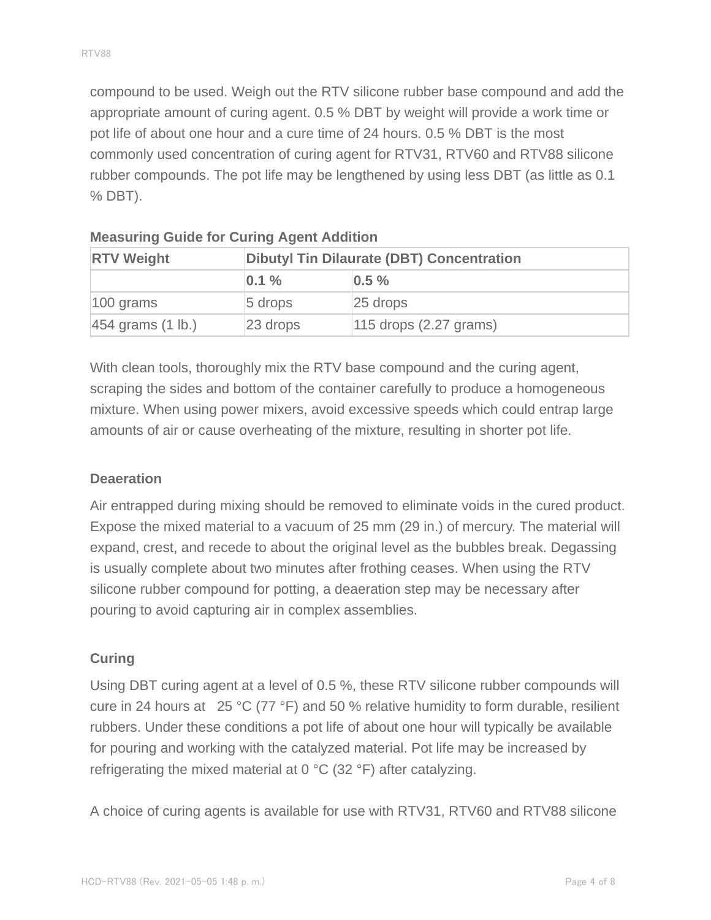compound to be used. Weigh out the RTV silicone rubber base compound and add the appropriate amount of curing agent. 0.5 % DBT by weight will provide a work time or pot life of about one hour and a cure time of 24 hours. 0.5 % DBT is the most commonly used concentration of curing agent for RTV31, RTV60 and RTV88 silicone rubber compounds. The pot life may be lengthened by using less DBT (as little as 0.1 % DBT).

**Measuring Guide for Curing Agent Addition**

| RTV Weight | Dibutyl Tin Dilaurate (DBT) Concentration | |
|---|---|---|
| | 0.1 % | 0.5 % |
| 100 grams | 5 drops | 25 drops |
| 454 grams (1 lb.) | 23 drops | 115 drops (2.27 grams) |

With clean tools, thoroughly mix the RTV base compound and the curing agent, scraping the sides and bottom of the container carefully to produce a homogeneous mixture. When using power mixers, avoid excessive speeds which could entrap large amounts of air or cause overheating of the mixture, resulting in shorter pot life.

### Deaeration

Air entrapped during mixing should be removed to eliminate voids in the cured product. Expose the mixed material to a vacuum of 25 mm (29 in.) of mercury. The material will expand, crest, and recede to about the original level as the bubbles break. Degassing is usually complete about two minutes after frothing ceases. When using the RTV silicone rubber compound for potting, a deaeration step may be necessary after pouring to avoid capturing air in complex assemblies.

### Curing

Using DBT curing agent at a level of 0.5 %, these RTV silicone rubber compounds will cure in 24 hours at 25 °C (77 °F) and 50 % relative humidity to form durable, resilient rubbers. Under these conditions a pot life of about one hour will typically be available for pouring and working with the catalyzed material. Pot life may be increased by refrigerating the mixed material at 0 °C (32 °F) after catalyzing.

A choice of curing agents is available for use with RTV31, RTV60 and RTV88 silicone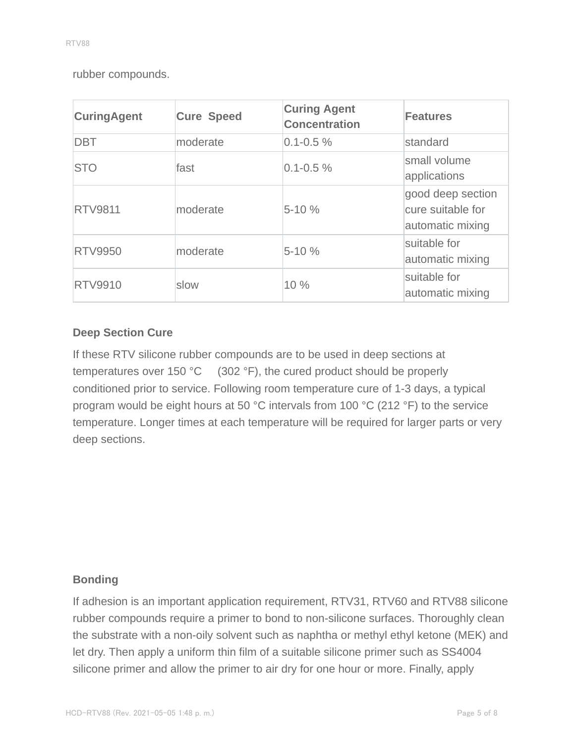rubber compounds.

| CuringAgent | Cure Speed | Curing Agent Concentration | Features |
|---|---|---|---|
| DBT | moderate | 0.1-0.5 % | standard |
| STO | fast | 0.1-0.5 % | small volume applications |
| RTV9811 | moderate | 5-10 % | good deep section cure suitable for automatic mixing |
| RTV9950 | moderate | 5-10 % | suitable for automatic mixing |
| RTV9910 | slow | 10 % | suitable for automatic mixing |

**Deep Section Cure**

If these RTV silicone rubber compounds are to be used in deep sections at temperatures over 150 °C (302 °F), the cured product should be properly conditioned prior to service. Following room temperature cure of 1-3 days, a typical program would be eight hours at 50 °C intervals from 100 °C (212 °F) to the service temperature. Longer times at each temperature will be required for larger parts or very deep sections.

**Bonding**

If adhesion is an important application requirement, RTV31, RTV60 and RTV88 silicone rubber compounds require a primer to bond to non-silicone surfaces. Thoroughly clean the substrate with a non-oily solvent such as naphtha or methyl ethyl ketone (MEK) and let dry. Then apply a uniform thin film of a suitable silicone primer such as SS4004 silicone primer and allow the primer to air dry for one hour or more. Finally, apply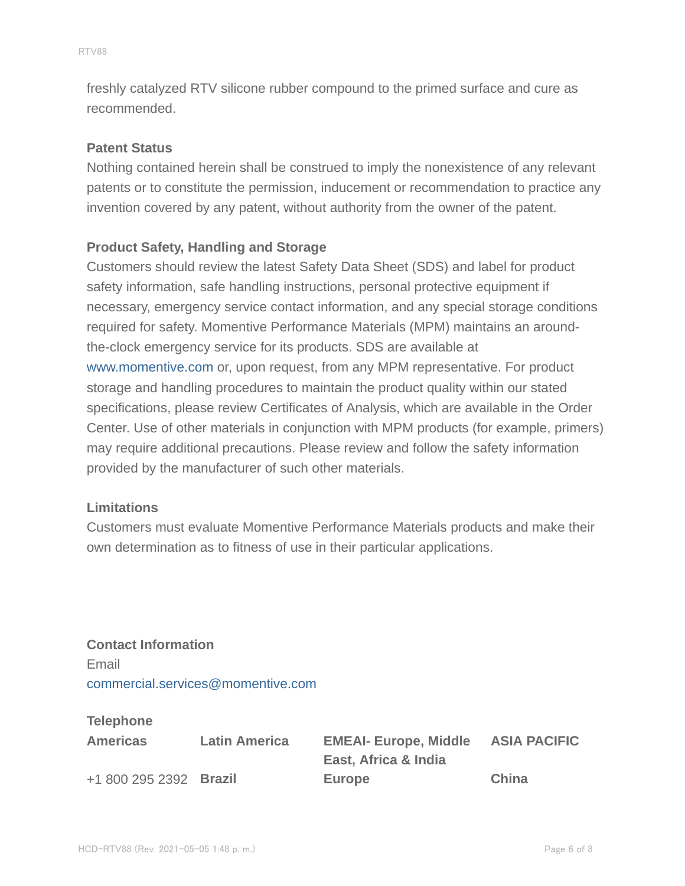freshly catalyzed RTV silicone rubber compound to the primed surface and cure as recommended.

### Patent Status

Nothing contained herein shall be construed to imply the nonexistence of any relevant patents or to constitute the permission, inducement or recommendation to practice any invention covered by any patent, without authority from the owner of the patent.

### Product Safety, Handling and Storage

Customers should review the latest Safety Data Sheet (SDS) and label for product safety information, safe handling instructions, personal protective equipment if necessary, emergency service contact information, and any special storage conditions required for safety. Momentive Performance Materials (MPM) maintains an around-the-clock emergency service for its products. SDS are available at www.momentive.com or, upon request, from any MPM representative. For product storage and handling procedures to maintain the product quality within our stated specifications, please review Certificates of Analysis, which are available in the Order Center. Use of other materials in conjunction with MPM products (for example, primers) may require additional precautions. Please review and follow the safety information provided by the manufacturer of such other materials.

### Limitations

Customers must evaluate Momentive Performance Materials products and make their own determination as to fitness of use in their particular applications.

### Contact Information

Email

commercial.services@momentive.com

**Telephone**

| Americas | Latin America | EMEAI- Europe, Middle East, Africa & India | ASIA PACIFIC |
|---|---|---|---|
| +1 800 295 2392 | **Brazil** | **Europe** | **China** |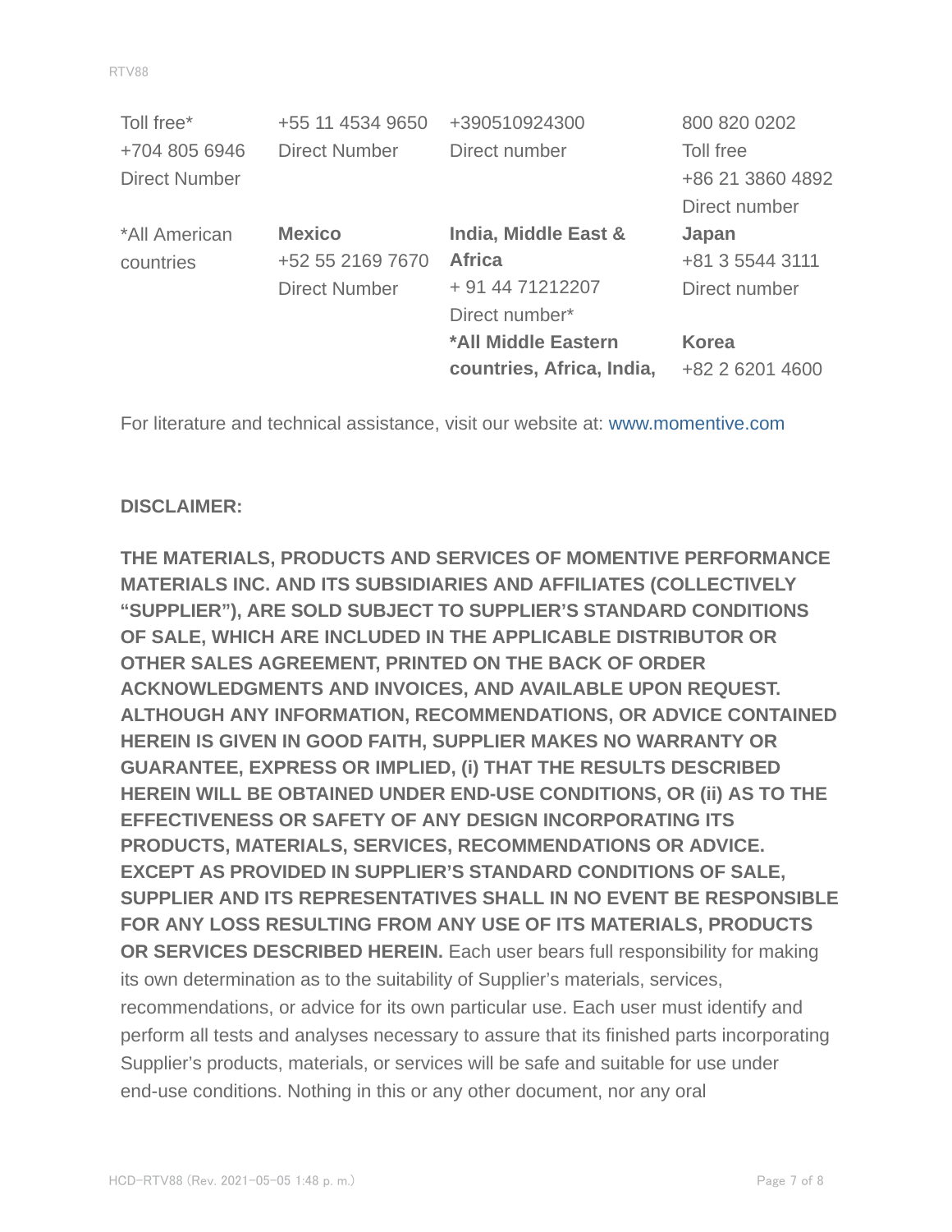| | | | |
|---|---|---|---|
| Toll free*<br>+704 805 6946<br>Direct Number | +55 11 4534 9650<br>Direct Number | +390510924300<br>Direct number | 800 820 0202<br>Toll free<br>+86 21 3860 4892<br>Direct number |
| *All American countries | **Mexico**<br>+52 55 2169 7670<br>Direct Number | **India, Middle East & Africa**<br>+ 91 44 71212207<br>Direct number* | **Japan**<br>+81 3 5544 3111<br>Direct number |
| | | **\*All Middle Eastern countries, Africa, India,** | **Korea**<br>+82 2 6201 4600 |

For literature and technical assistance, visit our website at: www.momentive.com

**DISCLAIMER:**

**THE MATERIALS, PRODUCTS AND SERVICES OF MOMENTIVE PERFORMANCE MATERIALS INC. AND ITS SUBSIDIARIES AND AFFILIATES (COLLECTIVELY "SUPPLIER"), ARE SOLD SUBJECT TO SUPPLIER'S STANDARD CONDITIONS OF SALE, WHICH ARE INCLUDED IN THE APPLICABLE DISTRIBUTOR OR OTHER SALES AGREEMENT, PRINTED ON THE BACK OF ORDER ACKNOWLEDGMENTS AND INVOICES, AND AVAILABLE UPON REQUEST. ALTHOUGH ANY INFORMATION, RECOMMENDATIONS, OR ADVICE CONTAINED HEREIN IS GIVEN IN GOOD FAITH, SUPPLIER MAKES NO WARRANTY OR GUARANTEE, EXPRESS OR IMPLIED, (i) THAT THE RESULTS DESCRIBED HEREIN WILL BE OBTAINED UNDER END-USE CONDITIONS, OR (ii) AS TO THE EFFECTIVENESS OR SAFETY OF ANY DESIGN INCORPORATING ITS PRODUCTS, MATERIALS, SERVICES, RECOMMENDATIONS OR ADVICE. EXCEPT AS PROVIDED IN SUPPLIER'S STANDARD CONDITIONS OF SALE, SUPPLIER AND ITS REPRESENTATIVES SHALL IN NO EVENT BE RESPONSIBLE FOR ANY LOSS RESULTING FROM ANY USE OF ITS MATERIALS, PRODUCTS OR SERVICES DESCRIBED HEREIN.** Each user bears full responsibility for making its own determination as to the suitability of Supplier's materials, services, recommendations, or advice for its own particular use. Each user must identify and perform all tests and analyses necessary to assure that its finished parts incorporating Supplier's products, materials, or services will be safe and suitable for use under end-use conditions. Nothing in this or any other document, nor any oral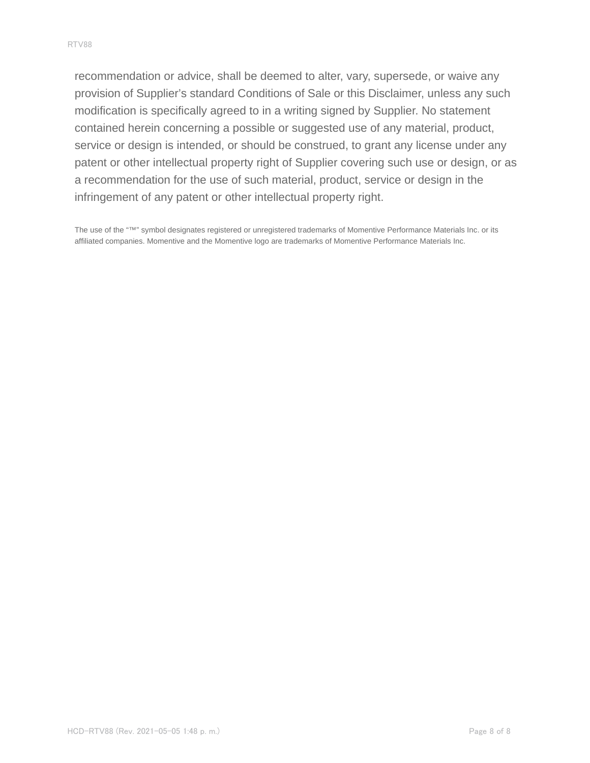recommendation or advice, shall be deemed to alter, vary, supersede, or waive any provision of Supplier's standard Conditions of Sale or this Disclaimer, unless any such modification is specifically agreed to in a writing signed by Supplier. No statement contained herein concerning a possible or suggested use of any material, product, service or design is intended, or should be construed, to grant any license under any patent or other intellectual property right of Supplier covering such use or design, or as a recommendation for the use of such material, product, service or design in the infringement of any patent or other intellectual property right.

The use of the "™" symbol designates registered or unregistered trademarks of Momentive Performance Materials Inc. or its affiliated companies. Momentive and the Momentive logo are trademarks of Momentive Performance Materials Inc.